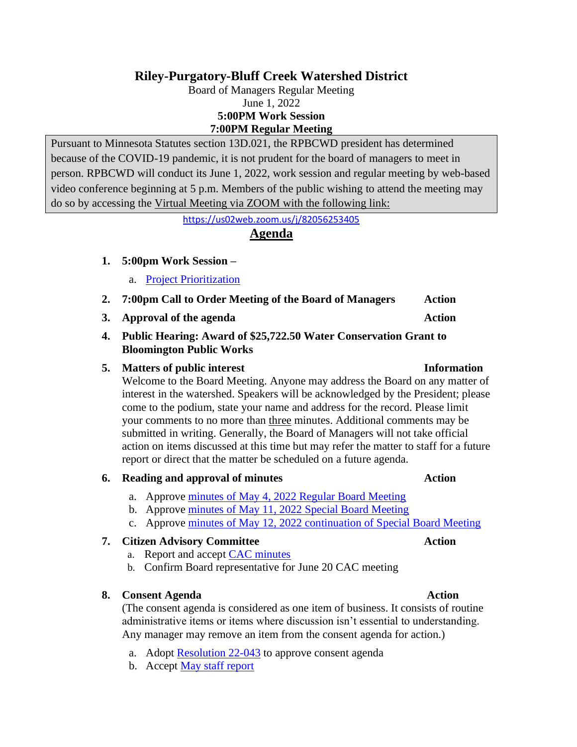# Riley-Purgatory-Bluff Creek Watershed District

Board of Managers Regular Meeting
June 1, 2022
**5:00PM Work Session**
**7:00PM Regular Meeting**

Pursuant to Minnesota Statutes section 13D.021, the RPBCWD president has determined because of the COVID-19 pandemic, it is not prudent for the board of managers to meet in person. RPBCWD will conduct its June 1, 2022, work session and regular meeting by web-based video conference beginning at 5 p.m. Members of the public wishing to attend the meeting may do so by accessing the Virtual Meeting via ZOOM with the following link:

https://us02web.zoom.us/j/82056253405

## Agenda

1. **5:00pm Work Session –**
   a. Project Prioritization
2. **7:00pm Call to Order Meeting of the Board of Managers** — **Action**
3. **Approval of the agenda** — **Action**
4. **Public Hearing: Award of $25,722.50 Water Conservation Grant to Bloomington Public Works**
5. **Matters of public interest** — **Information**
   Welcome to the Board Meeting. Anyone may address the Board on any matter of interest in the watershed. Speakers will be acknowledged by the President; please come to the podium, state your name and address for the record. Please limit your comments to no more than three minutes. Additional comments may be submitted in writing. Generally, the Board of Managers will not take official action on items discussed at this time but may refer the matter to staff for a future report or direct that the matter be scheduled on a future agenda.
6. **Reading and approval of minutes** — **Action**
   a. Approve minutes of May 4, 2022 Regular Board Meeting
   b. Approve minutes of May 11, 2022 Special Board Meeting
   c. Approve minutes of May 12, 2022 continuation of Special Board Meeting
7. **Citizen Advisory Committee** — **Action**
   a. Report and accept CAC minutes
   b. Confirm Board representative for June 20 CAC meeting
8. **Consent Agenda** — **Action**
   (The consent agenda is considered as one item of business. It consists of routine administrative items or items where discussion isn't essential to understanding. Any manager may remove an item from the consent agenda for action.)
   a. Adopt Resolution 22-043 to approve consent agenda
   b. Accept May staff report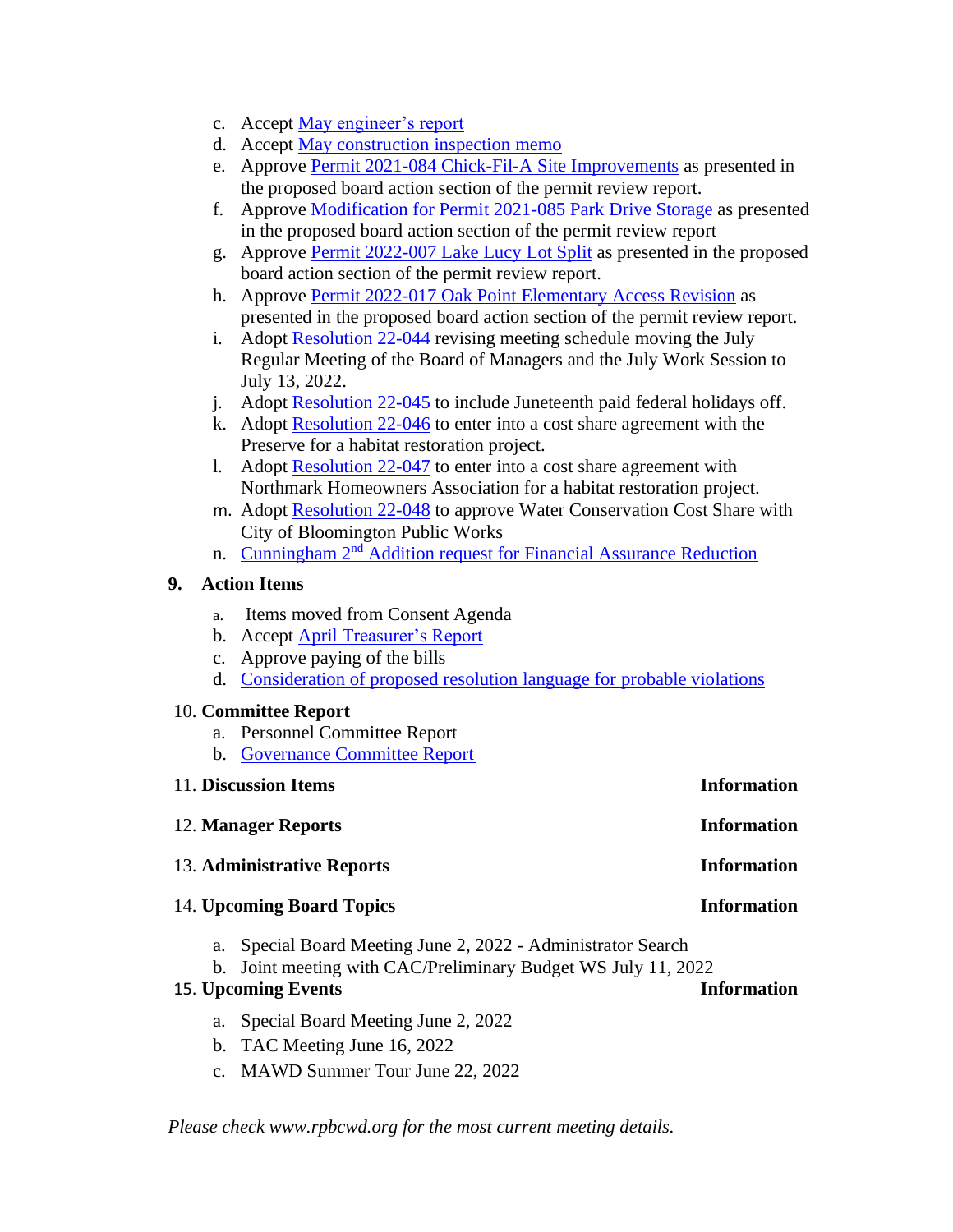c. Accept May engineer's report
d. Accept May construction inspection memo
e. Approve Permit 2021-084 Chick-Fil-A Site Improvements as presented in the proposed board action section of the permit review report.
f. Approve Modification for Permit 2021-085 Park Drive Storage as presented in the proposed board action section of the permit review report
g. Approve Permit 2022-007 Lake Lucy Lot Split as presented in the proposed board action section of the permit review report.
h. Approve Permit 2022-017 Oak Point Elementary Access Revision as presented in the proposed board action section of the permit review report.
i. Adopt Resolution 22-044 revising meeting schedule moving the July Regular Meeting of the Board of Managers and the July Work Session to July 13, 2022.
j. Adopt Resolution 22-045 to include Juneteenth paid federal holidays off.
k. Adopt Resolution 22-046 to enter into a cost share agreement with the Preserve for a habitat restoration project.
l. Adopt Resolution 22-047 to enter into a cost share agreement with Northmark Homeowners Association for a habitat restoration project.
m. Adopt Resolution 22-048 to approve Water Conservation Cost Share with City of Bloomington Public Works
n. Cunningham 2nd Addition request for Financial Assurance Reduction

**9. Action Items**

a. Items moved from Consent Agenda
b. Accept April Treasurer's Report
c. Approve paying of the bills
d. Consideration of proposed resolution language for probable violations

**10. Committee Report**

a. Personnel Committee Report
b. Governance Committee Report

**11. Discussion Items** — **Information**

**12. Manager Reports** — **Information**

**13. Administrative Reports** — **Information**

**14. Upcoming Board Topics** — **Information**

a. Special Board Meeting June 2, 2022 - Administrator Search
b. Joint meeting with CAC/Preliminary Budget WS July 11, 2022

**15. Upcoming Events** — **Information**

a. Special Board Meeting June 2, 2022
b. TAC Meeting June 16, 2022
c. MAWD Summer Tour June 22, 2022

*Please check www.rpbcwd.org for the most current meeting details.*